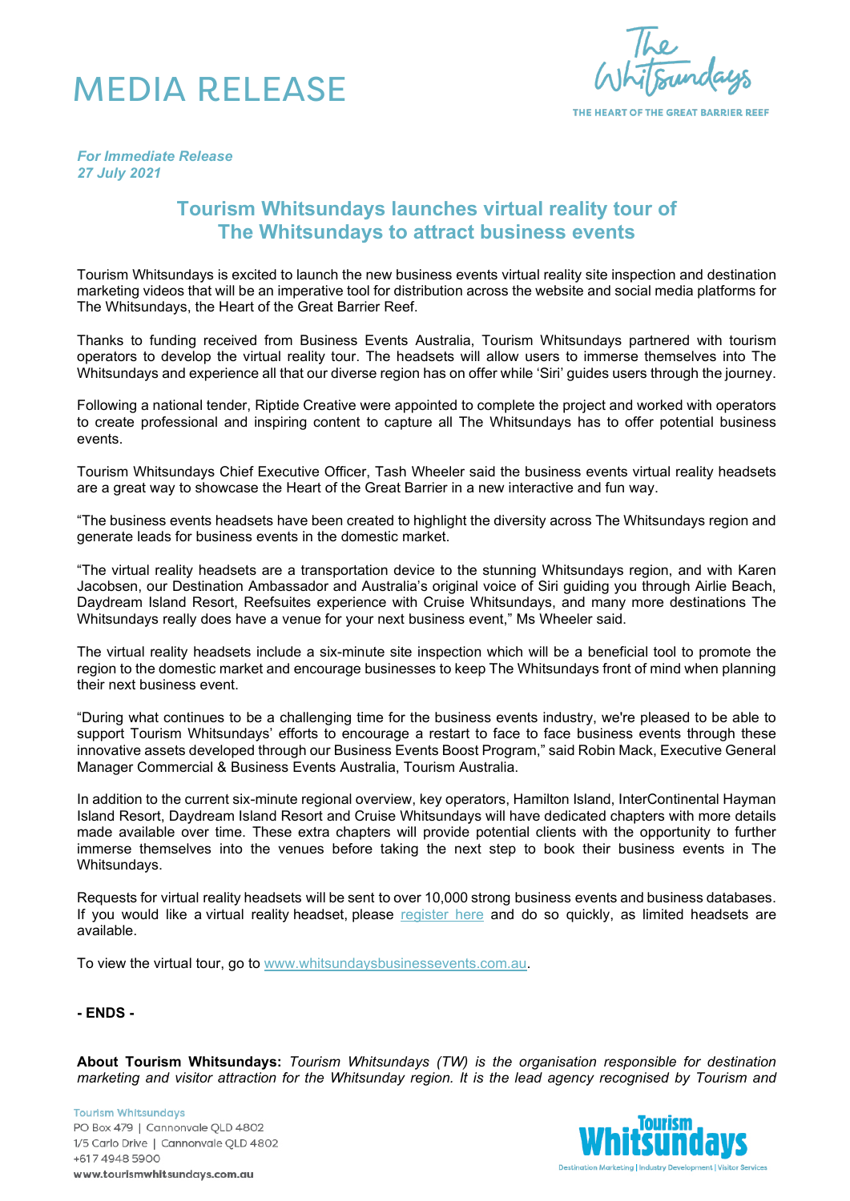# MEDIA RELEASE

*For Immediate Release*
*27 July 2021*

## Tourism Whitsundays launches virtual reality tour of The Whitsundays to attract business events

Tourism Whitsundays is excited to launch the new business events virtual reality site inspection and destination marketing videos that will be an imperative tool for distribution across the website and social media platforms for The Whitsundays, the Heart of the Great Barrier Reef.

Thanks to funding received from Business Events Australia, Tourism Whitsundays partnered with tourism operators to develop the virtual reality tour. The headsets will allow users to immerse themselves into The Whitsundays and experience all that our diverse region has on offer while 'Siri' guides users through the journey.

Following a national tender, Riptide Creative were appointed to complete the project and worked with operators to create professional and inspiring content to capture all The Whitsundays has to offer potential business events.

Tourism Whitsundays Chief Executive Officer, Tash Wheeler said the business events virtual reality headsets are a great way to showcase the Heart of the Great Barrier in a new interactive and fun way.

"The business events headsets have been created to highlight the diversity across The Whitsundays region and generate leads for business events in the domestic market.

"The virtual reality headsets are a transportation device to the stunning Whitsundays region, and with Karen Jacobsen, our Destination Ambassador and Australia's original voice of Siri guiding you through Airlie Beach, Daydream Island Resort, Reefsuites experience with Cruise Whitsundays, and many more destinations The Whitsundays really does have a venue for your next business event," Ms Wheeler said.

The virtual reality headsets include a six-minute site inspection which will be a beneficial tool to promote the region to the domestic market and encourage businesses to keep The Whitsundays front of mind when planning their next business event.

"During what continues to be a challenging time for the business events industry, we're pleased to be able to support Tourism Whitsundays' efforts to encourage a restart to face to face business events through these innovative assets developed through our Business Events Boost Program," said Robin Mack, Executive General Manager Commercial & Business Events Australia, Tourism Australia.

In addition to the current six-minute regional overview, key operators, Hamilton Island, InterContinental Hayman Island Resort, Daydream Island Resort and Cruise Whitsundays will have dedicated chapters with more details made available over time. These extra chapters will provide potential clients with the opportunity to further immerse themselves into the venues before taking the next step to book their business events in The Whitsundays.

Requests for virtual reality headsets will be sent to over 10,000 strong business events and business databases. If you would like a virtual reality headset, please register here and do so quickly, as limited headsets are available.

To view the virtual tour, go to www.whitsundaysbusinessevents.com.au.

**- ENDS -**

**About Tourism Whitsundays:** *Tourism Whitsundays (TW) is the organisation responsible for destination marketing and visitor attraction for the Whitsunday region. It is the lead agency recognised by Tourism and*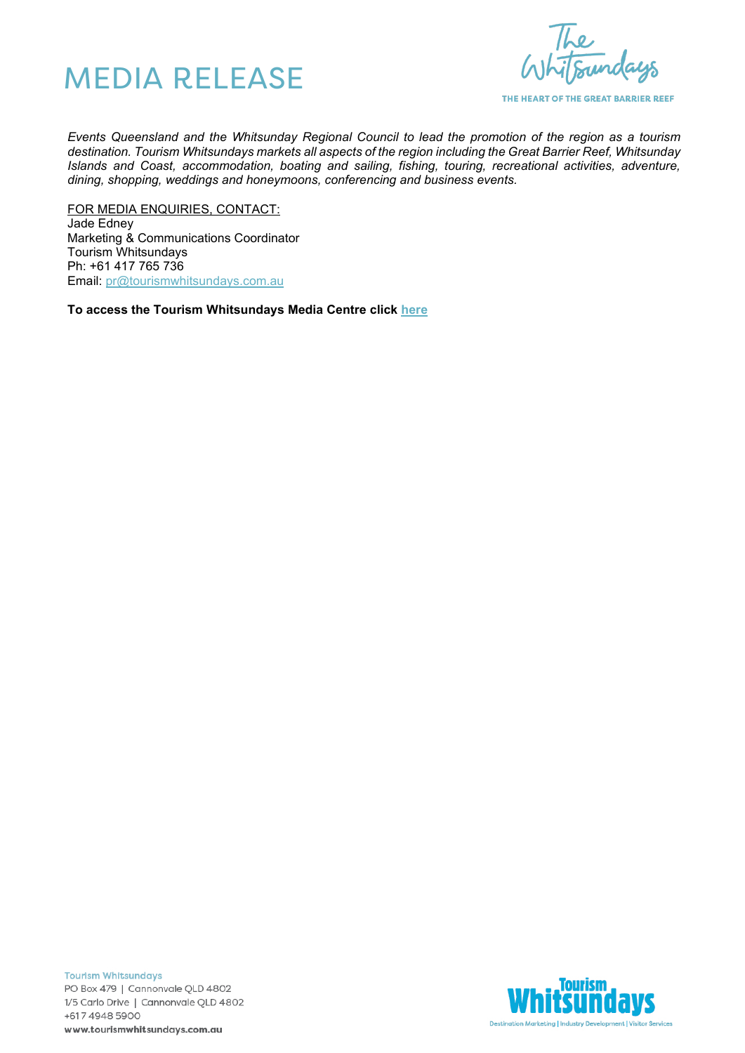*Events Queensland and the Whitsunday Regional Council to lead the promotion of the region as a tourism destination. Tourism Whitsundays markets all aspects of the region including the Great Barrier Reef, Whitsunday Islands and Coast, accommodation, boating and sailing, fishing, touring, recreational activities, adventure, dining, shopping, weddings and honeymoons, conferencing and business events.*

FOR MEDIA ENQUIRIES, CONTACT:
Jade Edney
Marketing & Communications Coordinator
Tourism Whitsundays
Ph: +61 417 765 736
Email: pr@tourismwhitsundays.com.au

**To access the Tourism Whitsundays Media Centre click here**